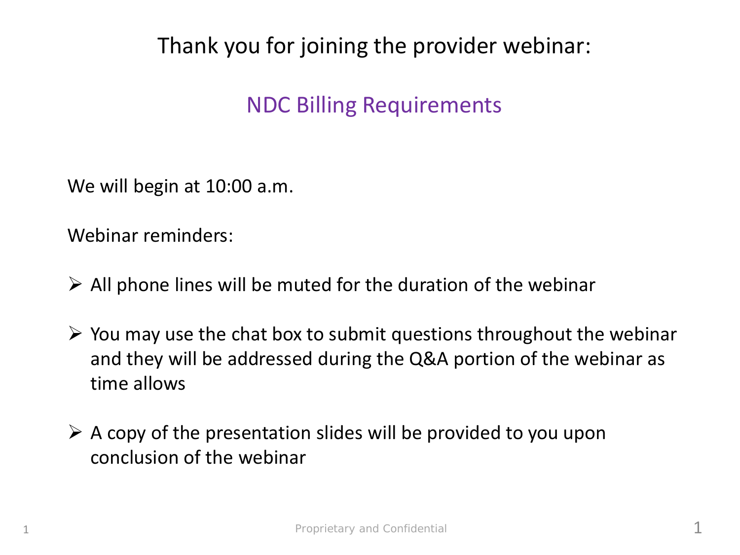Thank you for joining the provider webinar:

# NDC Billing Requirements

We will begin at 10:00 a.m.

Webinar reminders:

- All phone lines will be muted for the duration of the webinar
- You may use the chat box to submit questions throughout the webinar and they will be addressed during the Q&A portion of the webinar as time allows
- A copy of the presentation slides will be provided to you upon conclusion of the webinar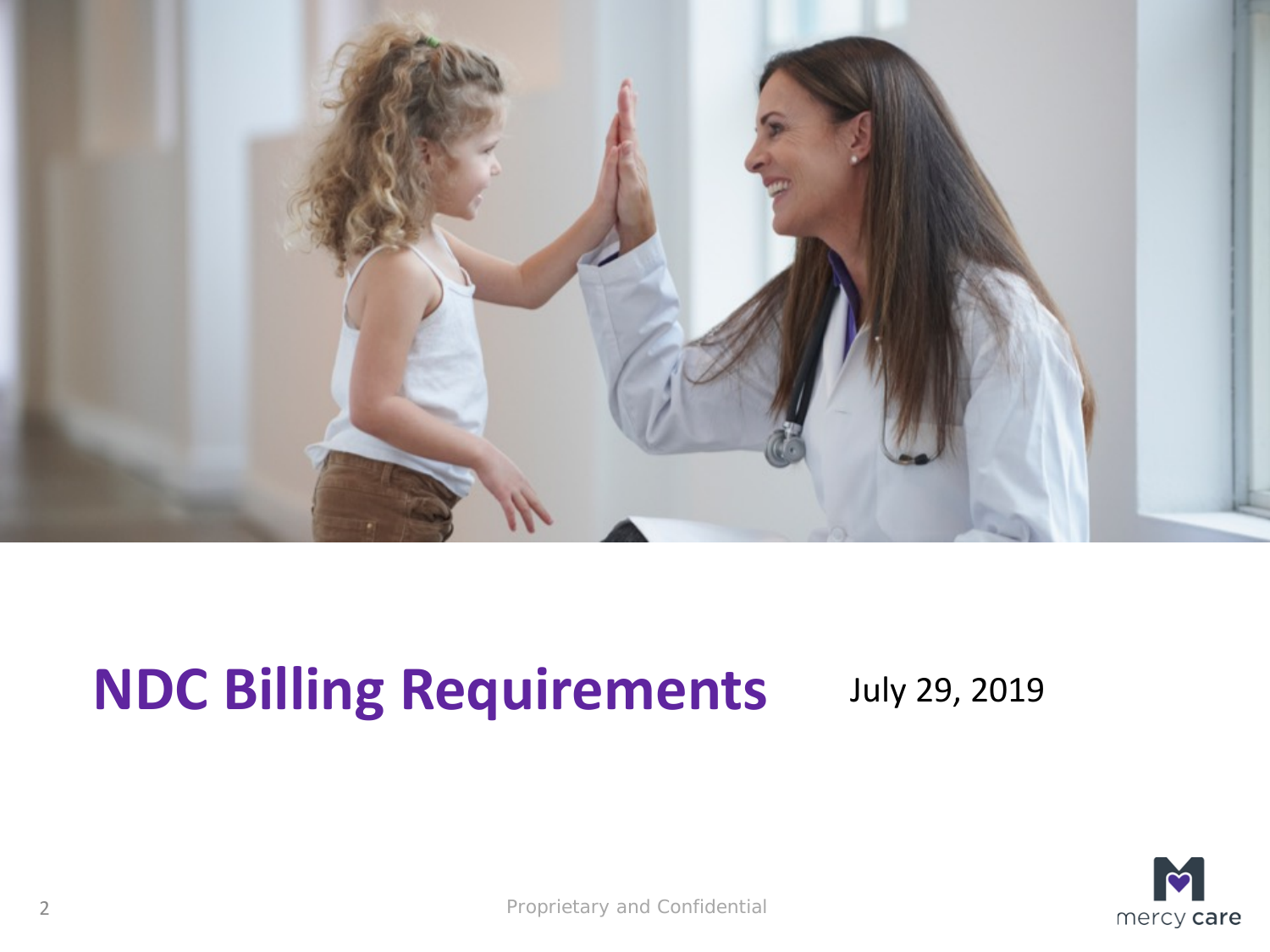# NDC Billing Requirements

July 29, 2019

Proprietary and Confidential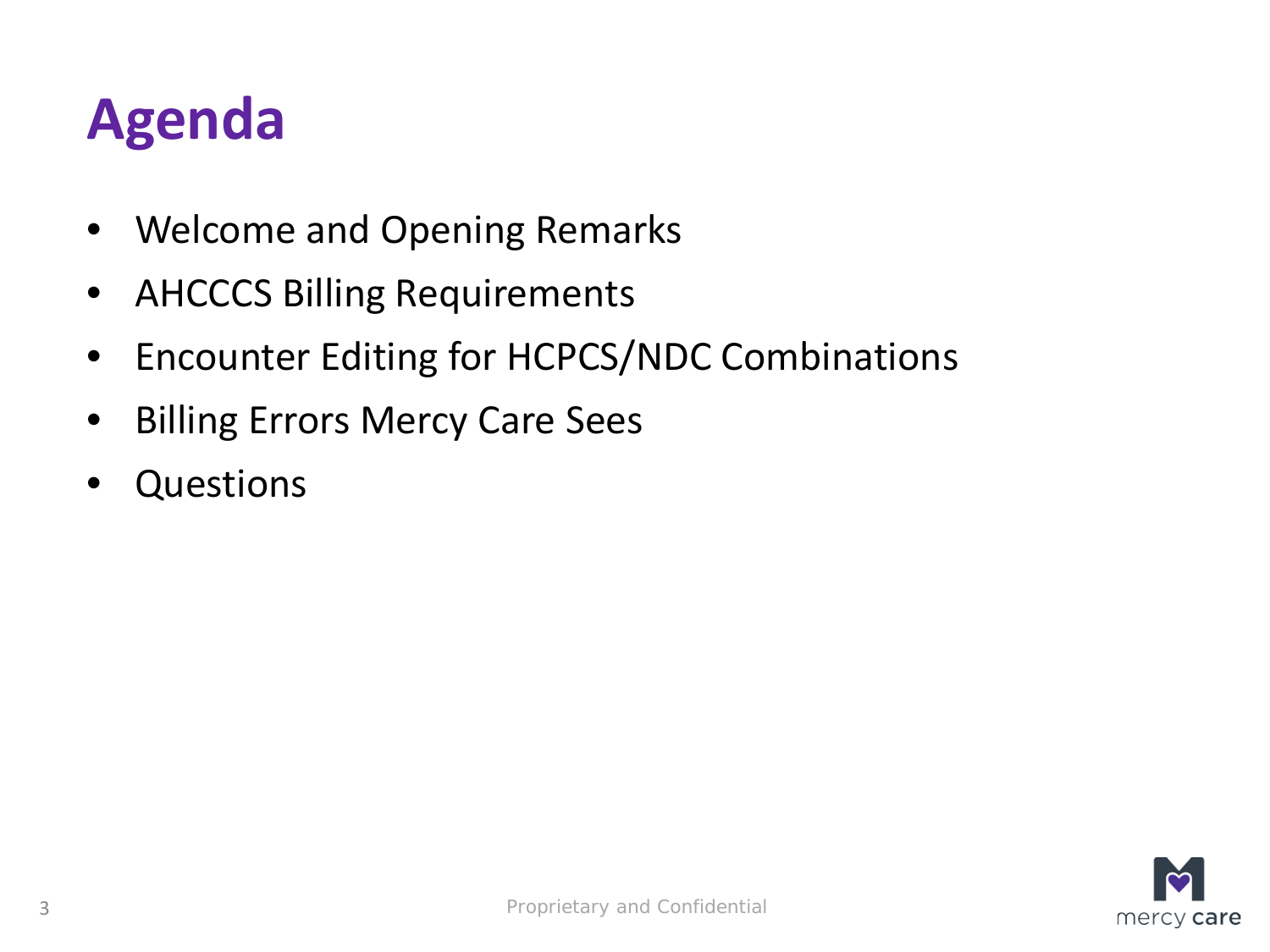# Agenda

- Welcome and Opening Remarks
- AHCCCS Billing Requirements
- Encounter Editing for HCPCS/NDC Combinations
- Billing Errors Mercy Care Sees
- Questions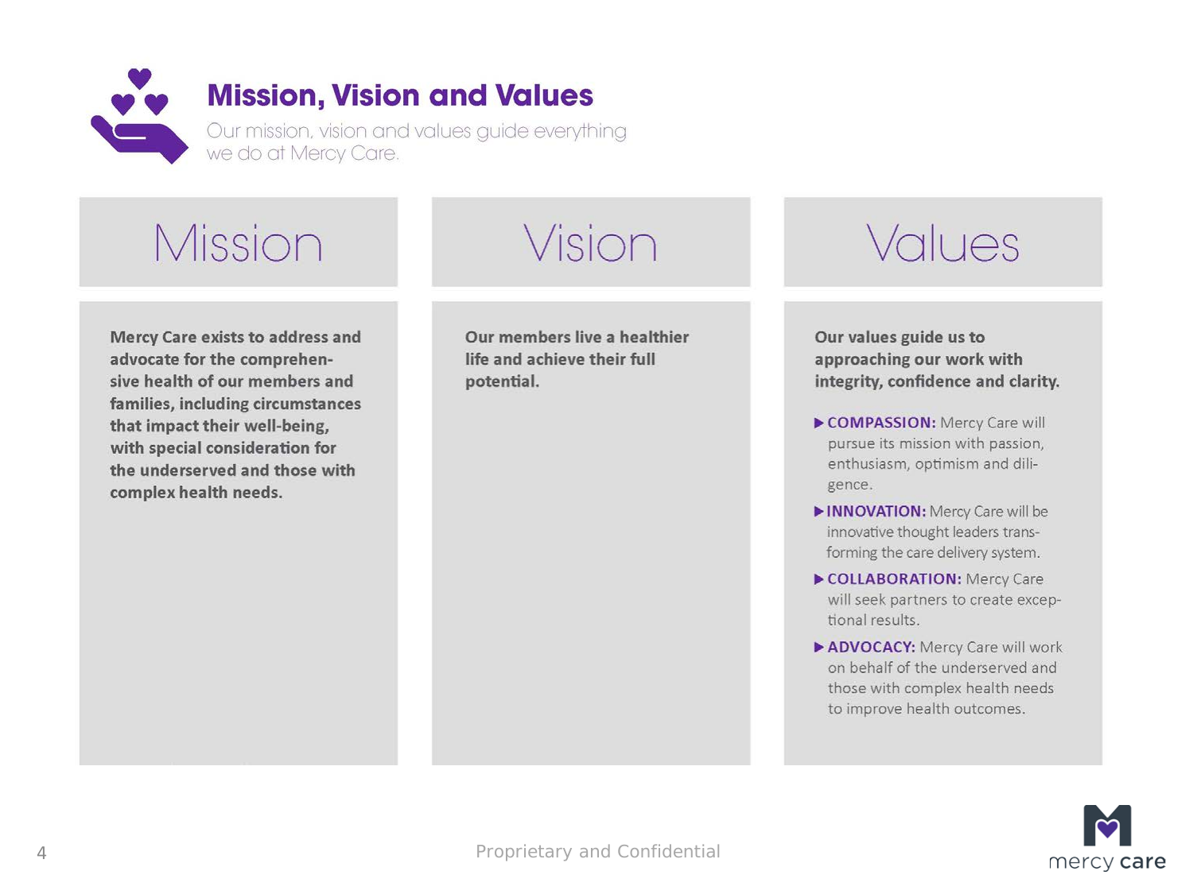# Mission, Vision and Values

Our mission, vision and values guide everything we do at Mercy Care.

## Mission

**Mercy Care exists to address and advocate for the comprehensive health of our members and families, including circumstances that impact their well-being, with special consideration for the underserved and those with complex health needs.**

## Vision

**Our members live a healthier life and achieve their full potential.**

## Values

**Our values guide us to approaching our work with integrity, confidence and clarity.**

- **COMPASSION:** Mercy Care will pursue its mission with passion, enthusiasm, optimism and diligence.
- **INNOVATION:** Mercy Care will be innovative thought leaders transforming the care delivery system.
- **COLLABORATION:** Mercy Care will seek partners to create exceptional results.
- **ADVOCACY:** Mercy Care will work on behalf of the underserved and those with complex health needs to improve health outcomes.

Proprietary and Confidential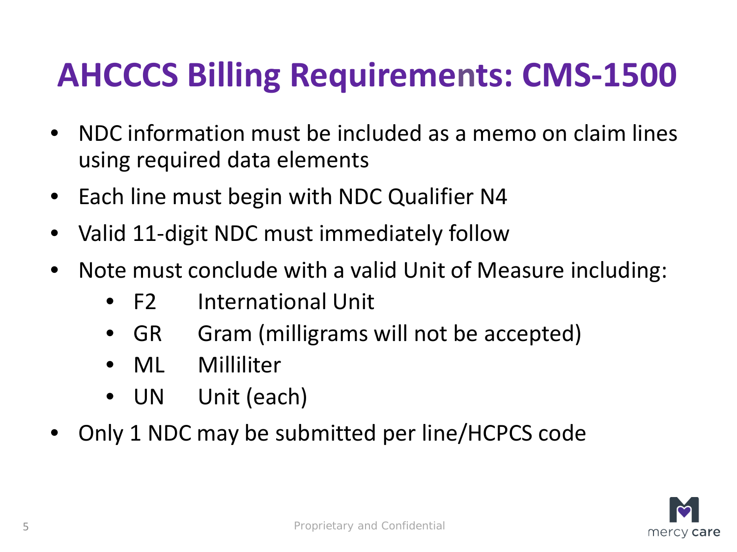# AHCCCS Billing Requirements: CMS-1500

- NDC information must be included as a memo on claim lines using required data elements
- Each line must begin with NDC Qualifier N4
- Valid 11-digit NDC must immediately follow
- Note must conclude with a valid Unit of Measure including:
  - F2 International Unit
  - GR Gram (milligrams will not be accepted)
  - ML Milliliter
  - UN Unit (each)
- Only 1 NDC may be submitted per line/HCPCS code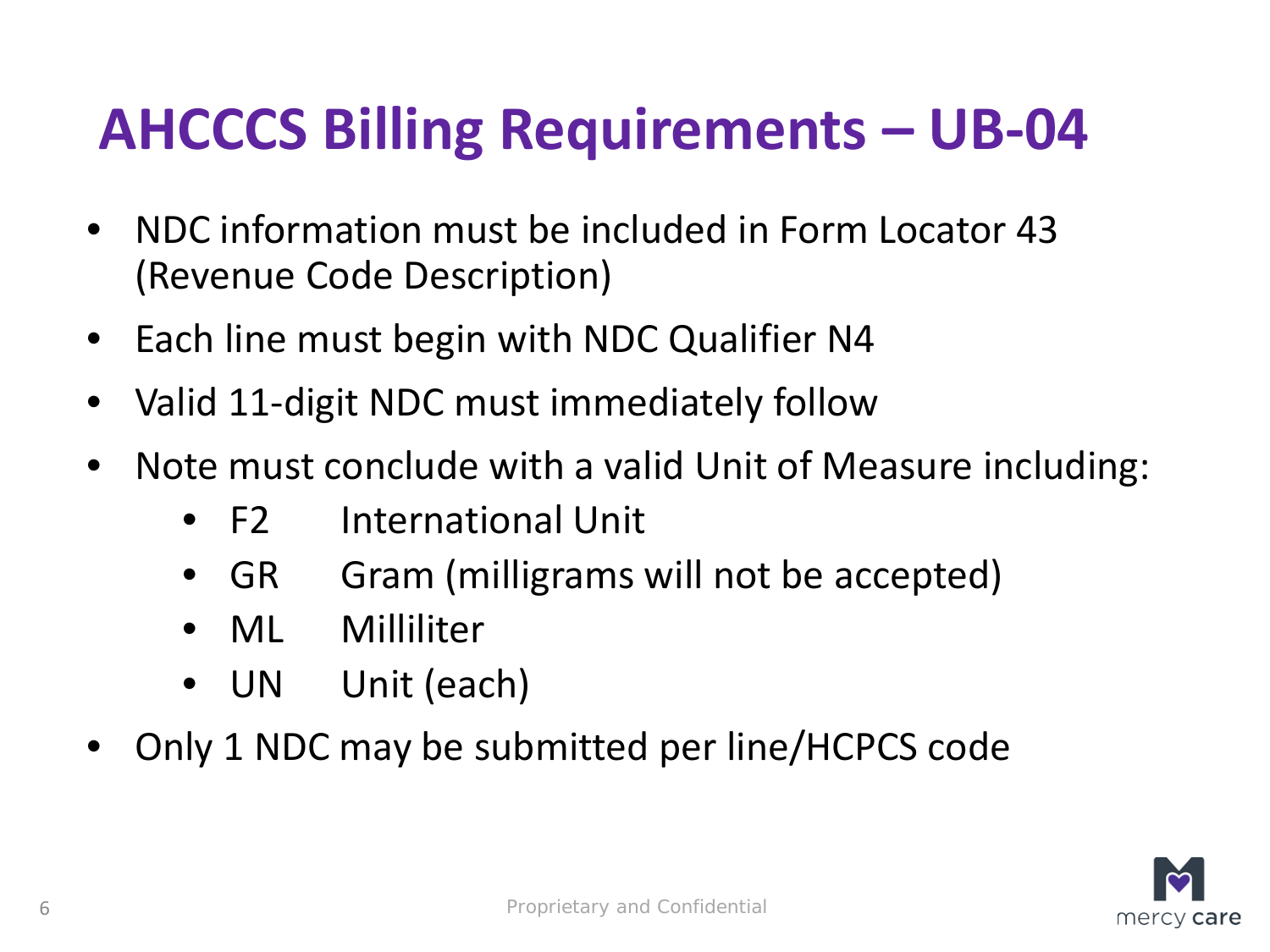# AHCCCS Billing Requirements – UB-04

- NDC information must be included in Form Locator 43 (Revenue Code Description)
- Each line must begin with NDC Qualifier N4
- Valid 11-digit NDC must immediately follow
- Note must conclude with a valid Unit of Measure including:
  - F2 International Unit
  - GR Gram (milligrams will not be accepted)
  - ML Milliliter
  - UN Unit (each)
- Only 1 NDC may be submitted per line/HCPCS code

Proprietary and Confidential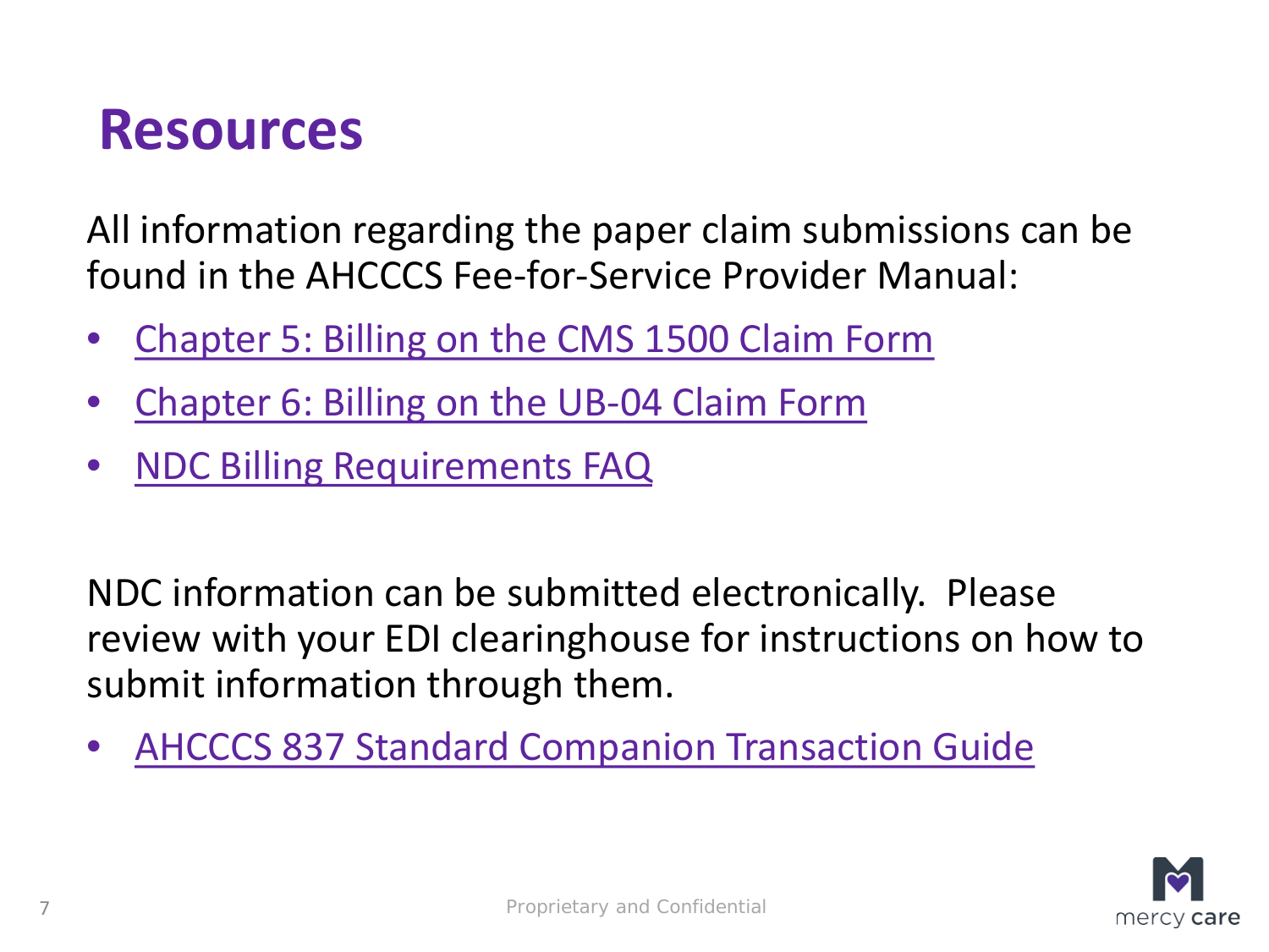# Resources

All information regarding the paper claim submissions can be found in the AHCCCS Fee-for-Service Provider Manual:

- Chapter 5: Billing on the CMS 1500 Claim Form
- Chapter 6: Billing on the UB-04 Claim Form
- NDC Billing Requirements FAQ

NDC information can be submitted electronically. Please review with your EDI clearinghouse for instructions on how to submit information through them.

- AHCCCS 837 Standard Companion Transaction Guide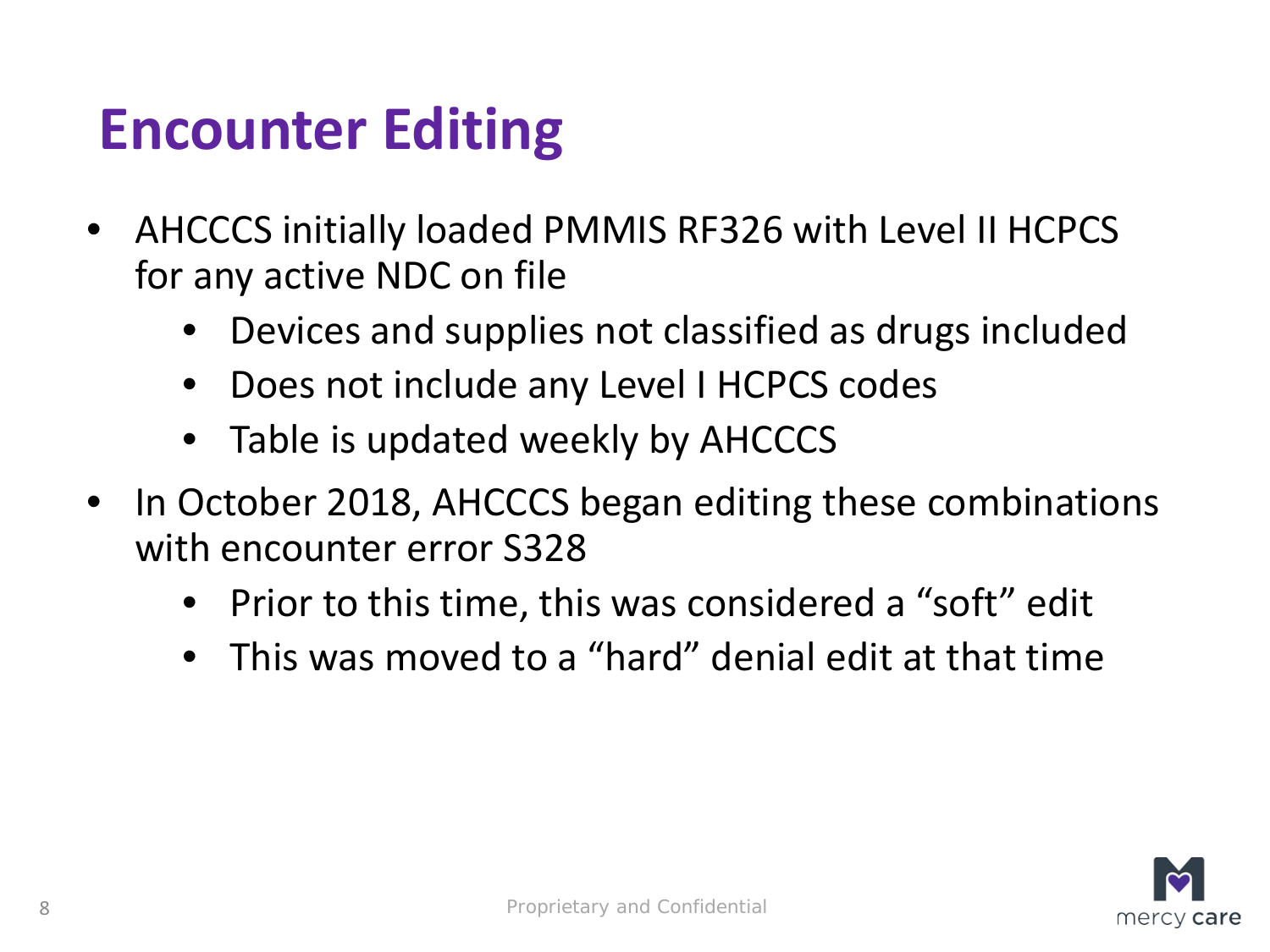# Encounter Editing

- AHCCCS initially loaded PMMIS RF326 with Level II HCPCS for any active NDC on file
  - Devices and supplies not classified as drugs included
  - Does not include any Level I HCPCS codes
  - Table is updated weekly by AHCCCS
- In October 2018, AHCCCS began editing these combinations with encounter error S328
  - Prior to this time, this was considered a "soft" edit
  - This was moved to a "hard" denial edit at that time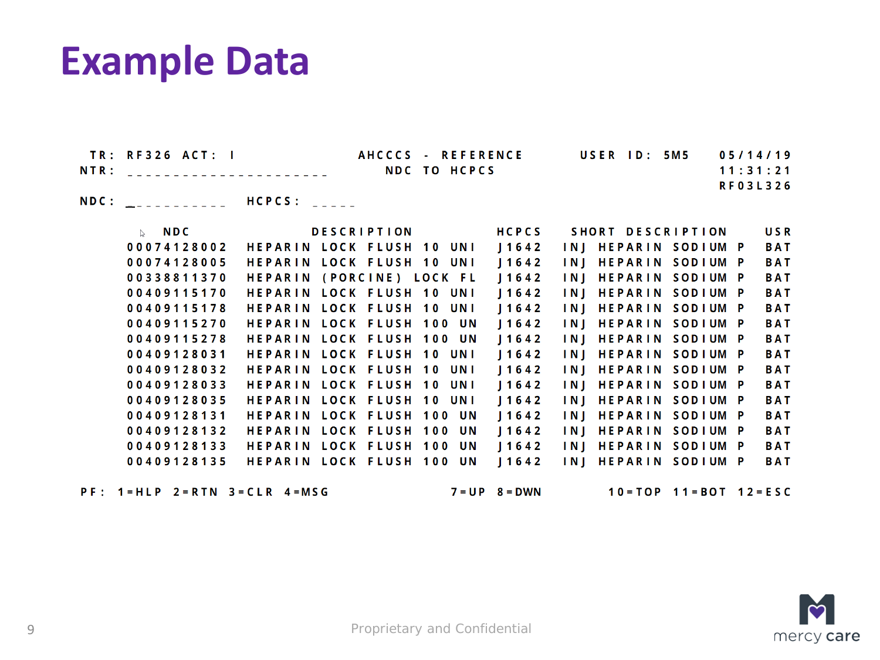# Example Data

```
 TR: RF326  ACT: I                   AHCCCS - REFERENCE       USER ID: 5M5      05/14/19
NTR: _____________________              NDC TO HCPCS                            11:31:21
                                                                                RF03L326
NDC: ___________    HCPCS: _____

        NDC           DESCRIPTION          HCPCS   SHORT DESCRIPTION       USR
     00074128002  HEPARIN LOCK FLUSH 10 UNI  J1642  INJ HEPARIN SODIUM P   BAT
     00074128005  HEPARIN LOCK FLUSH 10 UNI  J1642  INJ HEPARIN SODIUM P   BAT
     00338811370  HEPARIN (PORCINE) LOCK FL  J1642  INJ HEPARIN SODIUM P   BAT
     00409115170  HEPARIN LOCK FLUSH 10 UNI  J1642  INJ HEPARIN SODIUM P   BAT
     00409115178  HEPARIN LOCK FLUSH 10 UNI  J1642  INJ HEPARIN SODIUM P   BAT
     00409115270  HEPARIN LOCK FLUSH 100 UN  J1642  INJ HEPARIN SODIUM P   BAT
     00409115278  HEPARIN LOCK FLUSH 100 UN  J1642  INJ HEPARIN SODIUM P   BAT
     00409128031  HEPARIN LOCK FLUSH 10 UNI  J1642  INJ HEPARIN SODIUM P   BAT
     00409128032  HEPARIN LOCK FLUSH 10 UNI  J1642  INJ HEPARIN SODIUM P   BAT
     00409128033  HEPARIN LOCK FLUSH 10 UNI  J1642  INJ HEPARIN SODIUM P   BAT
     00409128035  HEPARIN LOCK FLUSH 10 UNI  J1642  INJ HEPARIN SODIUM P   BAT
     00409128131  HEPARIN LOCK FLUSH 100 UN  J1642  INJ HEPARIN SODIUM P   BAT
     00409128132  HEPARIN LOCK FLUSH 100 UN  J1642  INJ HEPARIN SODIUM P   BAT
     00409128133  HEPARIN LOCK FLUSH 100 UN  J1642  INJ HEPARIN SODIUM P   BAT
     00409128135  HEPARIN LOCK FLUSH 100 UN  J1642  INJ HEPARIN SODIUM P   BAT

PF: 1=HLP 2=RTN 3=CLR 4=MSG          7=UP 8=DWN       10=TOP 11=BOT 12=ESC
```

Proprietary and Confidential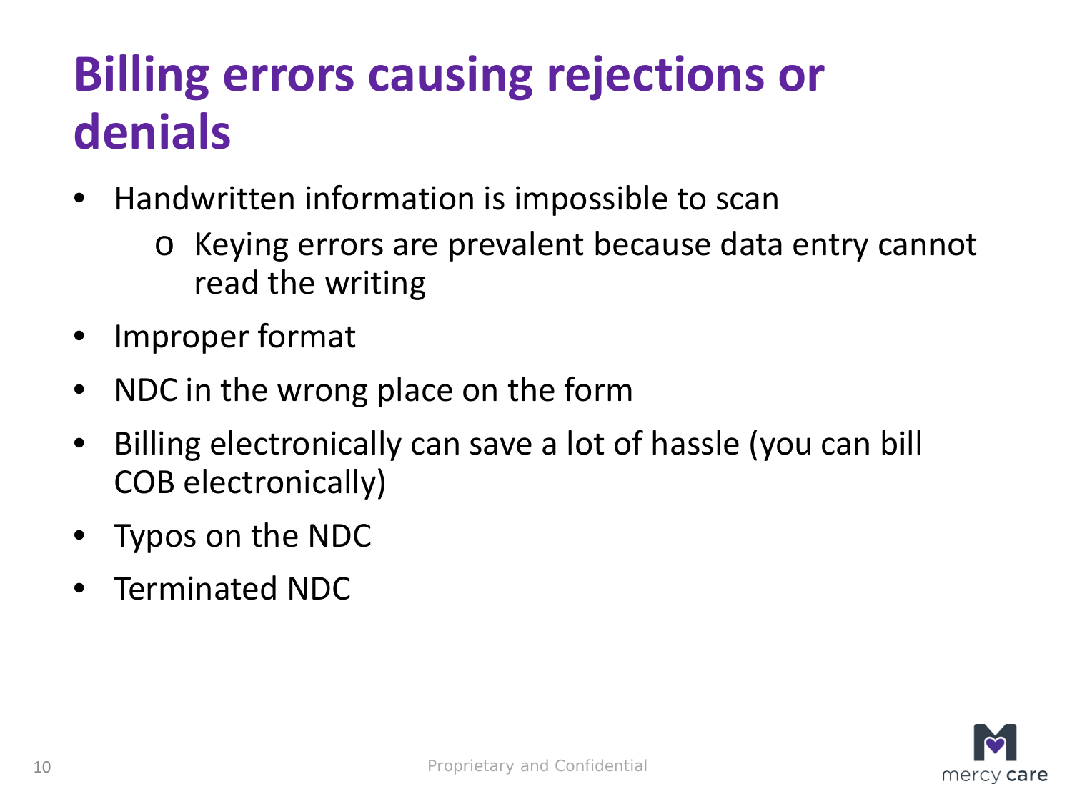# Billing errors causing rejections or denials

- Handwritten information is impossible to scan
  - Keying errors are prevalent because data entry cannot read the writing
- Improper format
- NDC in the wrong place on the form
- Billing electronically can save a lot of hassle (you can bill COB electronically)
- Typos on the NDC
- Terminated NDC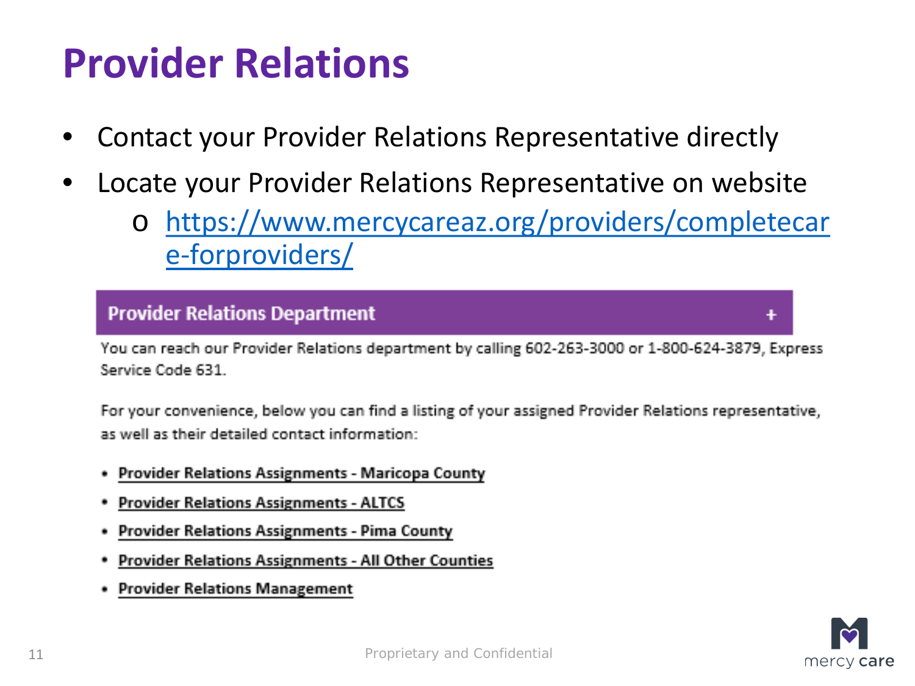# Provider Relations

- Contact your Provider Relations Representative directly
- Locate your Provider Relations Representative on website
  - https://www.mercycareaz.org/providers/completecare-forproviders/

## Provider Relations Department +

You can reach our Provider Relations department by calling 602-263-3000 or 1-800-624-3879, Express Service Code 631.

For your convenience, below you can find a listing of your assigned Provider Relations representative, as well as their detailed contact information:

- Provider Relations Assignments - Maricopa County
- Provider Relations Assignments - ALTCS
- Provider Relations Assignments - Pima County
- Provider Relations Assignments - All Other Counties
- Provider Relations Management

Proprietary and Confidential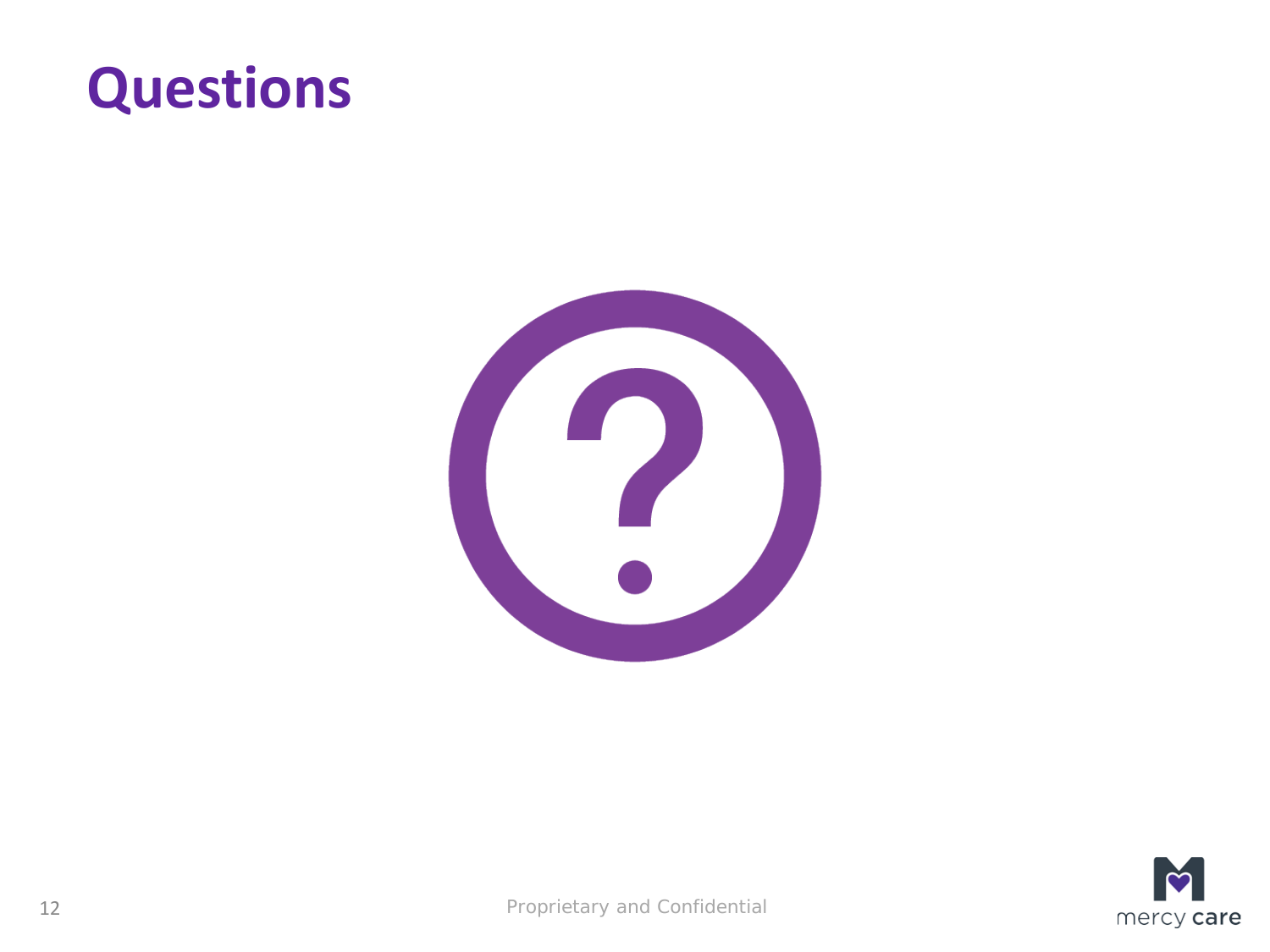# Questions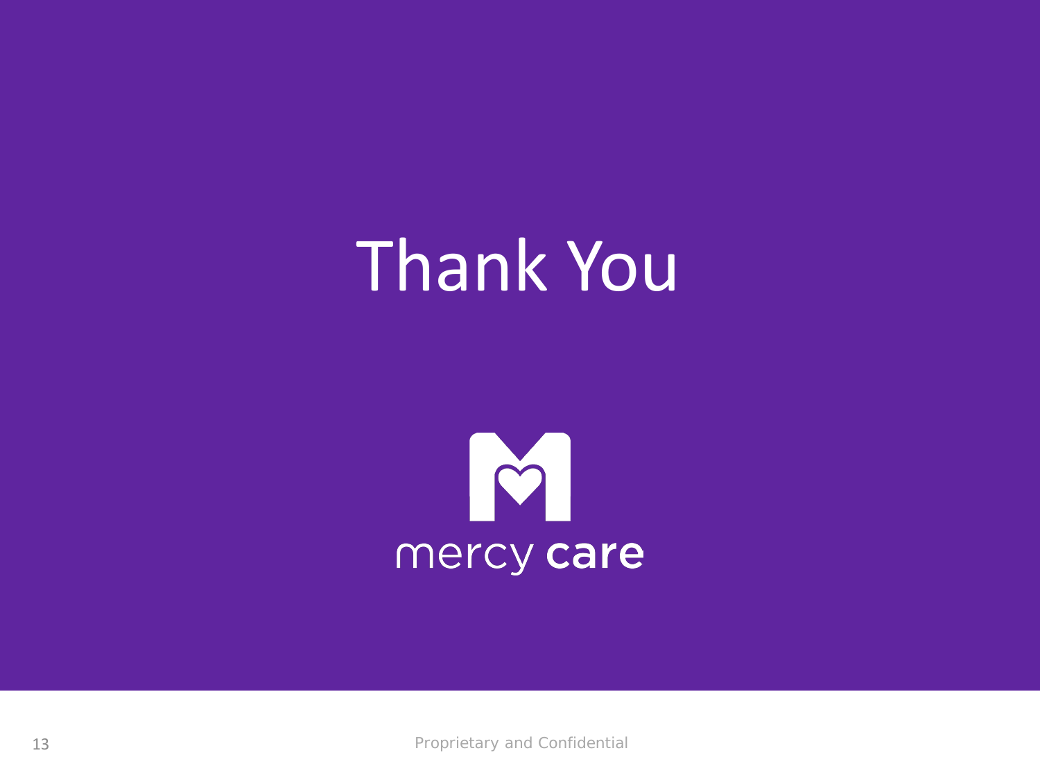# Thank You

mercy care

Proprietary and Confidential